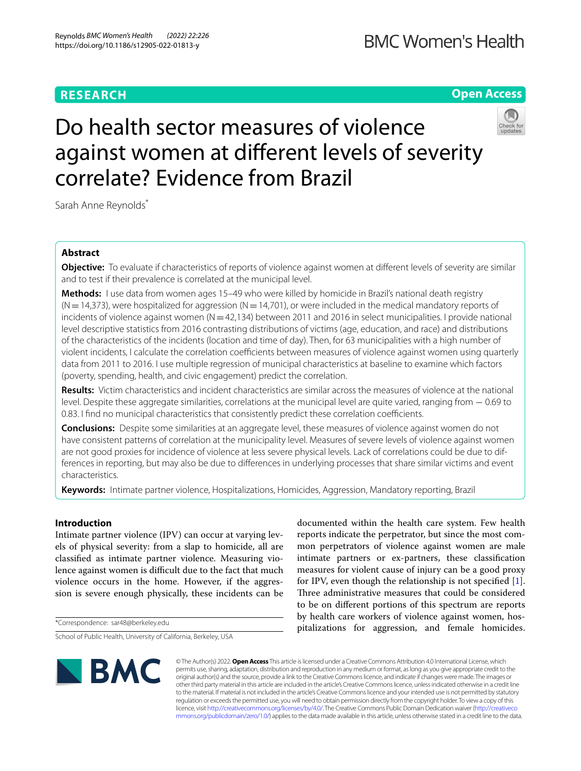RESEARCH

Open Access

# Do health sector measures of violence against women at different levels of severity correlate? Evidence from Brazil

Sarah Anne Reynolds*

## Abstract

**Objective:** To evaluate if characteristics of reports of violence against women at different levels of severity are similar and to test if their prevalence is correlated at the municipal level.

**Methods:** I use data from women ages 15–49 who were killed by homicide in Brazil's national death registry (N = 14,373), were hospitalized for aggression (N = 14,701), or were included in the medical mandatory reports of incidents of violence against women (N = 42,134) between 2011 and 2016 in select municipalities. I provide national level descriptive statistics from 2016 contrasting distributions of victims (age, education, and race) and distributions of the characteristics of the incidents (location and time of day). Then, for 63 municipalities with a high number of violent incidents, I calculate the correlation coefficients between measures of violence against women using quarterly data from 2011 to 2016. I use multiple regression of municipal characteristics at baseline to examine which factors (poverty, spending, health, and civic engagement) predict the correlation.

**Results:** Victim characteristics and incident characteristics are similar across the measures of violence at the national level. Despite these aggregate similarities, correlations at the municipal level are quite varied, ranging from − 0.69 to 0.83. I find no municipal characteristics that consistently predict these correlation coefficients.

**Conclusions:** Despite some similarities at an aggregate level, these measures of violence against women do not have consistent patterns of correlation at the municipality level. Measures of severe levels of violence against women are not good proxies for incidence of violence at less severe physical levels. Lack of correlations could be due to differences in reporting, but may also be due to differences in underlying processes that share similar victims and event characteristics.

**Keywords:** Intimate partner violence, Hospitalizations, Homicides, Aggression, Mandatory reporting, Brazil

## Introduction

Intimate partner violence (IPV) can occur at varying levels of physical severity: from a slap to homicide, all are classified as intimate partner violence. Measuring violence against women is difficult due to the fact that much violence occurs in the home. However, if the aggression is severe enough physically, these incidents can be documented within the health care system. Few health reports indicate the perpetrator, but since the most common perpetrators of violence against women are male intimate partners or ex-partners, these classification measures for violent cause of injury can be a good proxy for IPV, even though the relationship is not specified [1]. Three administrative measures that could be considered to be on different portions of this spectrum are reports by health care workers of violence against women, hospitalizations for aggression, and female homicides.

*Correspondence: sar48@berkeley.edu

School of Public Health, University of California, Berkeley, USA

© The Author(s) 2022. **Open Access** This article is licensed under a Creative Commons Attribution 4.0 International License, which permits use, sharing, adaptation, distribution and reproduction in any medium or format, as long as you give appropriate credit to the original author(s) and the source, provide a link to the Creative Commons licence, and indicate if changes were made. The images or other third party material in this article are included in the article's Creative Commons licence, unless indicated otherwise in a credit line to the material. If material is not included in the article's Creative Commons licence and your intended use is not permitted by statutory regulation or exceeds the permitted use, you will need to obtain permission directly from the copyright holder. To view a copy of this licence, visit http://creativecommons.org/licenses/by/4.0/. The Creative Commons Public Domain Dedication waiver (http://creativecommons.org/publicdomain/zero/1.0/) applies to the data made available in this article, unless otherwise stated in a credit line to the data.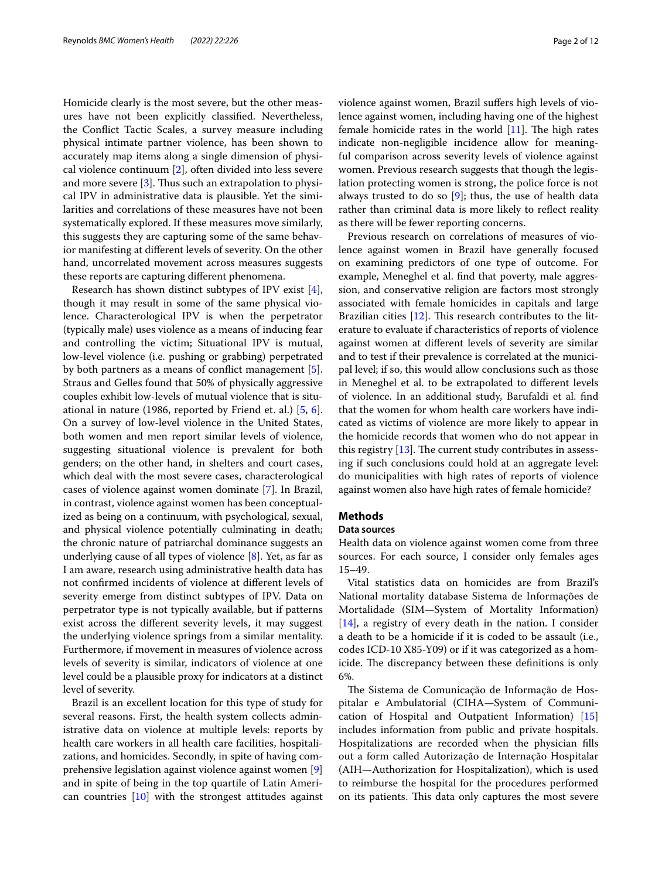Homicide clearly is the most severe, but the other measures have not been explicitly classified. Nevertheless, the Conflict Tactic Scales, a survey measure including physical intimate partner violence, has been shown to accurately map items along a single dimension of physical violence continuum [2], often divided into less severe and more severe [3]. Thus such an extrapolation to physical IPV in administrative data is plausible. Yet the similarities and correlations of these measures have not been systematically explored. If these measures move similarly, this suggests they are capturing some of the same behavior manifesting at different levels of severity. On the other hand, uncorrelated movement across measures suggests these reports are capturing different phenomena.

Research has shown distinct subtypes of IPV exist [4], though it may result in some of the same physical violence. Characterological IPV is when the perpetrator (typically male) uses violence as a means of inducing fear and controlling the victim; Situational IPV is mutual, low-level violence (i.e. pushing or grabbing) perpetrated by both partners as a means of conflict management [5]. Straus and Gelles found that 50% of physically aggressive couples exhibit low-levels of mutual violence that is situational in nature (1986, reported by Friend et. al.) [5, 6]. On a survey of low-level violence in the United States, both women and men report similar levels of violence, suggesting situational violence is prevalent for both genders; on the other hand, in shelters and court cases, which deal with the most severe cases, characterological cases of violence against women dominate [7]. In Brazil, in contrast, violence against women has been conceptualized as being on a continuum, with psychological, sexual, and physical violence potentially culminating in death; the chronic nature of patriarchal dominance suggests an underlying cause of all types of violence [8]. Yet, as far as I am aware, research using administrative health data has not confirmed incidents of violence at different levels of severity emerge from distinct subtypes of IPV. Data on perpetrator type is not typically available, but if patterns exist across the different severity levels, it may suggest the underlying violence springs from a similar mentality. Furthermore, if movement in measures of violence across levels of severity is similar, indicators of violence at one level could be a plausible proxy for indicators at a distinct level of severity.

Brazil is an excellent location for this type of study for several reasons. First, the health system collects administrative data on violence at multiple levels: reports by health care workers in all health care facilities, hospitalizations, and homicides. Secondly, in spite of having comprehensive legislation against violence against women [9] and in spite of being in the top quartile of Latin American countries [10] with the strongest attitudes against violence against women, Brazil suffers high levels of violence against women, including having one of the highest female homicide rates in the world [11]. The high rates indicate non-negligible incidence allow for meaningful comparison across severity levels of violence against women. Previous research suggests that though the legislation protecting women is strong, the police force is not always trusted to do so [9]; thus, the use of health data rather than criminal data is more likely to reflect reality as there will be fewer reporting concerns.

Previous research on correlations of measures of violence against women in Brazil have generally focused on examining predictors of one type of outcome. For example, Meneghel et al. find that poverty, male aggression, and conservative religion are factors most strongly associated with female homicides in capitals and large Brazilian cities [12]. This research contributes to the literature to evaluate if characteristics of reports of violence against women at different levels of severity are similar and to test if their prevalence is correlated at the municipal level; if so, this would allow conclusions such as those in Meneghel et al. to be extrapolated to different levels of violence. In an additional study, Barufaldi et al. find that the women for whom health care workers have indicated as victims of violence are more likely to appear in the homicide records that women who do not appear in this registry [13]. The current study contributes in assessing if such conclusions could hold at an aggregate level: do municipalities with high rates of reports of violence against women also have high rates of female homicide?

## Methods

### Data sources

Health data on violence against women come from three sources. For each source, I consider only females ages 15–49.

Vital statistics data on homicides are from Brazil's National mortality database Sistema de Informações de Mortalidade (SIM—System of Mortality Information) [14], a registry of every death in the nation. I consider a death to be a homicide if it is coded to be assault (i.e., codes ICD-10 X85-Y09) or if it was categorized as a homicide. The discrepancy between these definitions is only 6%.

The Sistema de Comunicação de Informação de Hospitalar e Ambulatorial (CIHA—System of Communication of Hospital and Outpatient Information) [15] includes information from public and private hospitals. Hospitalizations are recorded when the physician fills out a form called Autorização de Internação Hospitalar (AIH—Authorization for Hospitalization), which is used to reimburse the hospital for the procedures performed on its patients. This data only captures the most severe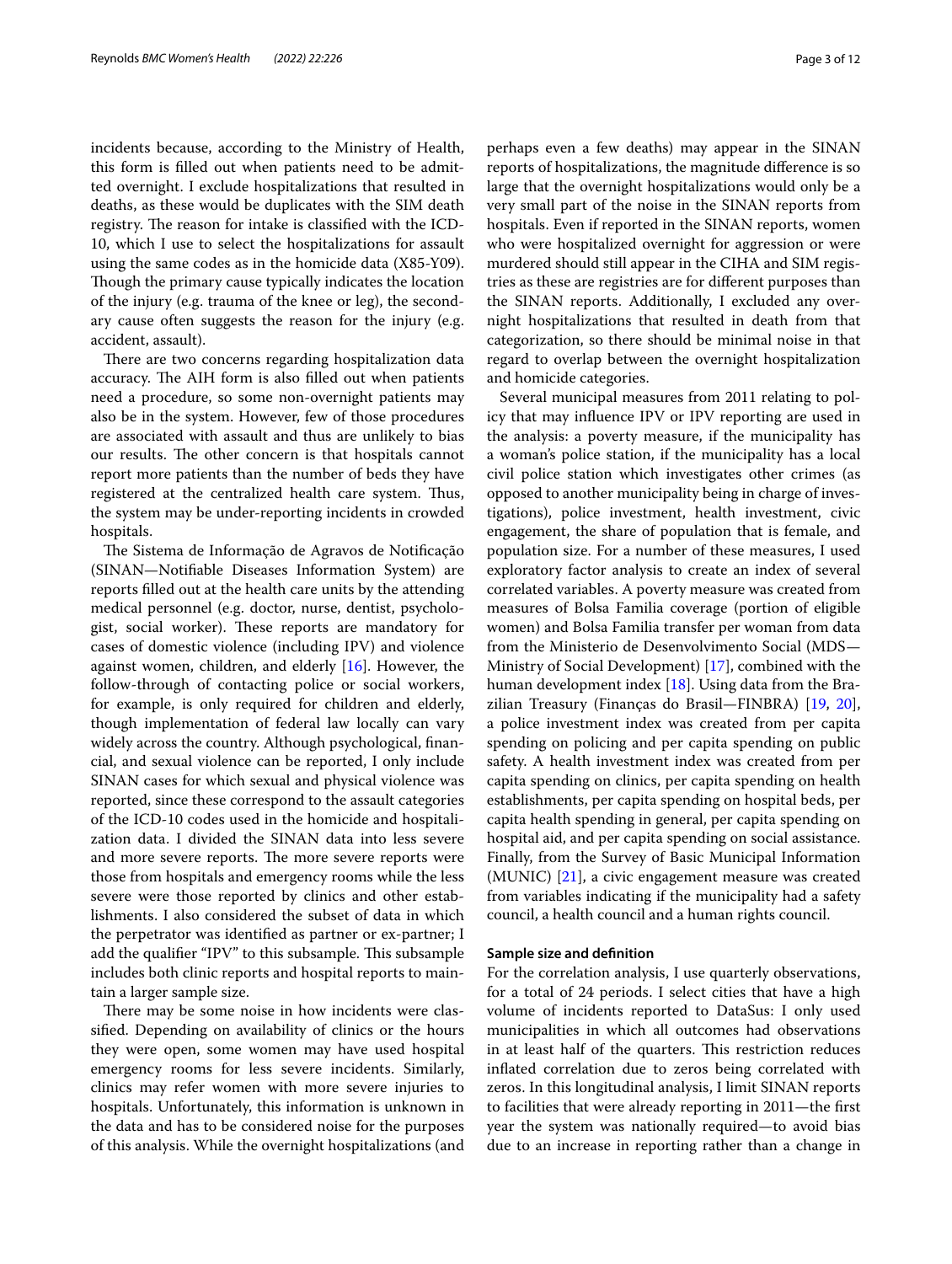incidents because, according to the Ministry of Health, this form is filled out when patients need to be admitted overnight. I exclude hospitalizations that resulted in deaths, as these would be duplicates with the SIM death registry. The reason for intake is classified with the ICD-10, which I use to select the hospitalizations for assault using the same codes as in the homicide data (X85-Y09). Though the primary cause typically indicates the location of the injury (e.g. trauma of the knee or leg), the secondary cause often suggests the reason for the injury (e.g. accident, assault).

There are two concerns regarding hospitalization data accuracy. The AIH form is also filled out when patients need a procedure, so some non-overnight patients may also be in the system. However, few of those procedures are associated with assault and thus are unlikely to bias our results. The other concern is that hospitals cannot report more patients than the number of beds they have registered at the centralized health care system. Thus, the system may be under-reporting incidents in crowded hospitals.

The Sistema de Informação de Agravos de Notificação (SINAN—Notifiable Diseases Information System) are reports filled out at the health care units by the attending medical personnel (e.g. doctor, nurse, dentist, psychologist, social worker). These reports are mandatory for cases of domestic violence (including IPV) and violence against women, children, and elderly [16]. However, the follow-through of contacting police or social workers, for example, is only required for children and elderly, though implementation of federal law locally can vary widely across the country. Although psychological, financial, and sexual violence can be reported, I only include SINAN cases for which sexual and physical violence was reported, since these correspond to the assault categories of the ICD-10 codes used in the homicide and hospitalization data. I divided the SINAN data into less severe and more severe reports. The more severe reports were those from hospitals and emergency rooms while the less severe were those reported by clinics and other establishments. I also considered the subset of data in which the perpetrator was identified as partner or ex-partner; I add the qualifier "IPV" to this subsample. This subsample includes both clinic reports and hospital reports to maintain a larger sample size.

There may be some noise in how incidents were classified. Depending on availability of clinics or the hours they were open, some women may have used hospital emergency rooms for less severe incidents. Similarly, clinics may refer women with more severe injuries to hospitals. Unfortunately, this information is unknown in the data and has to be considered noise for the purposes of this analysis. While the overnight hospitalizations (and perhaps even a few deaths) may appear in the SINAN reports of hospitalizations, the magnitude difference is so large that the overnight hospitalizations would only be a very small part of the noise in the SINAN reports from hospitals. Even if reported in the SINAN reports, women who were hospitalized overnight for aggression or were murdered should still appear in the CIHA and SIM registries as these are registries are for different purposes than the SINAN reports. Additionally, I excluded any overnight hospitalizations that resulted in death from that categorization, so there should be minimal noise in that regard to overlap between the overnight hospitalization and homicide categories.

Several municipal measures from 2011 relating to policy that may influence IPV or IPV reporting are used in the analysis: a poverty measure, if the municipality has a woman's police station, if the municipality has a local civil police station which investigates other crimes (as opposed to another municipality being in charge of investigations), police investment, health investment, civic engagement, the share of population that is female, and population size. For a number of these measures, I used exploratory factor analysis to create an index of several correlated variables. A poverty measure was created from measures of Bolsa Familia coverage (portion of eligible women) and Bolsa Familia transfer per woman from data from the Ministerio de Desenvolvimento Social (MDS—Ministry of Social Development) [17], combined with the human development index [18]. Using data from the Brazilian Treasury (Finanças do Brasil—FINBRA) [19, 20], a police investment index was created from per capita spending on policing and per capita spending on public safety. A health investment index was created from per capita spending on clinics, per capita spending on health establishments, per capita spending on hospital beds, per capita health spending in general, per capita spending on hospital aid, and per capita spending on social assistance. Finally, from the Survey of Basic Municipal Information (MUNIC) [21], a civic engagement measure was created from variables indicating if the municipality had a safety council, a health council and a human rights council.

#### Sample size and definition

For the correlation analysis, I use quarterly observations, for a total of 24 periods. I select cities that have a high volume of incidents reported to DataSus: I only used municipalities in which all outcomes had observations in at least half of the quarters. This restriction reduces inflated correlation due to zeros being correlated with zeros. In this longitudinal analysis, I limit SINAN reports to facilities that were already reporting in 2011—the first year the system was nationally required—to avoid bias due to an increase in reporting rather than a change in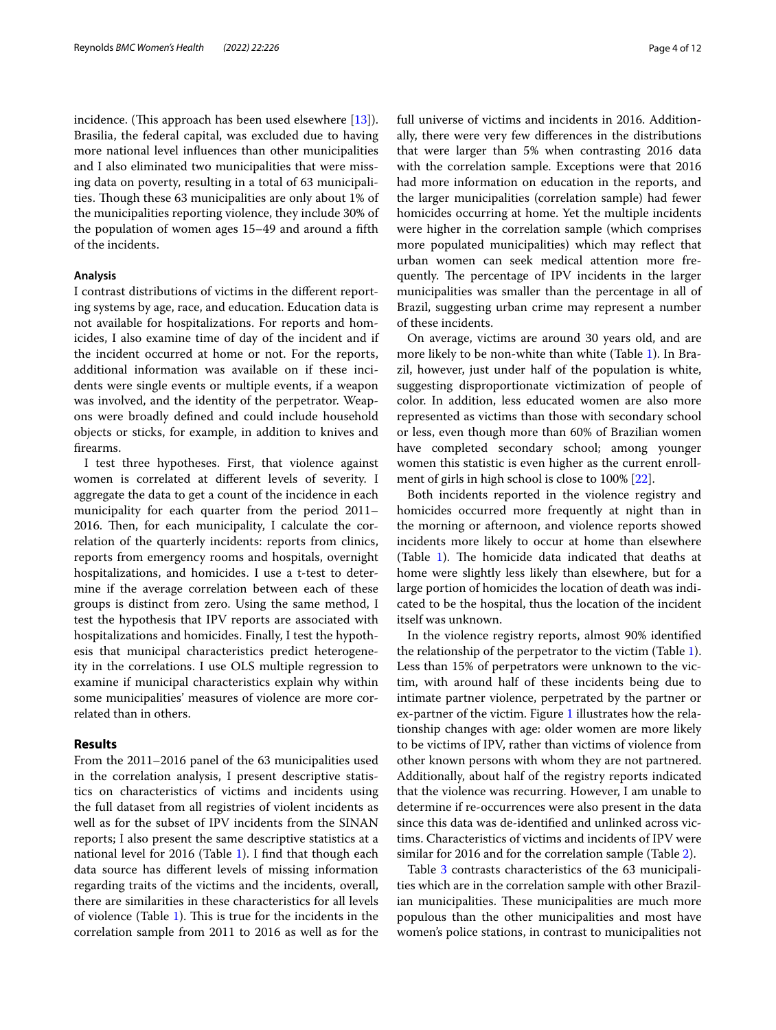incidence. (This approach has been used elsewhere [13]). Brasilia, the federal capital, was excluded due to having more national level influences than other municipalities and I also eliminated two municipalities that were missing data on poverty, resulting in a total of 63 municipalities. Though these 63 municipalities are only about 1% of the municipalities reporting violence, they include 30% of the population of women ages 15–49 and around a fifth of the incidents.

#### Analysis

I contrast distributions of victims in the different reporting systems by age, race, and education. Education data is not available for hospitalizations. For reports and homicides, I also examine time of day of the incident and if the incident occurred at home or not. For the reports, additional information was available on if these incidents were single events or multiple events, if a weapon was involved, and the identity of the perpetrator. Weapons were broadly defined and could include household objects or sticks, for example, in addition to knives and firearms.

I test three hypotheses. First, that violence against women is correlated at different levels of severity. I aggregate the data to get a count of the incidence in each municipality for each quarter from the period 2011–2016. Then, for each municipality, I calculate the correlation of the quarterly incidents: reports from clinics, reports from emergency rooms and hospitals, overnight hospitalizations, and homicides. I use a t-test to determine if the average correlation between each of these groups is distinct from zero. Using the same method, I test the hypothesis that IPV reports are associated with hospitalizations and homicides. Finally, I test the hypothesis that municipal characteristics predict heterogeneity in the correlations. I use OLS multiple regression to examine if municipal characteristics explain why within some municipalities' measures of violence are more correlated than in others.

## Results

From the 2011–2016 panel of the 63 municipalities used in the correlation analysis, I present descriptive statistics on characteristics of victims and incidents using the full dataset from all registries of violent incidents as well as for the subset of IPV incidents from the SINAN reports; I also present the same descriptive statistics at a national level for 2016 (Table 1). I find that though each data source has different levels of missing information regarding traits of the victims and the incidents, overall, there are similarities in these characteristics for all levels of violence (Table 1). This is true for the incidents in the correlation sample from 2011 to 2016 as well as for the full universe of victims and incidents in 2016. Additionally, there were very few differences in the distributions that were larger than 5% when contrasting 2016 data with the correlation sample. Exceptions were that 2016 had more information on education in the reports, and the larger municipalities (correlation sample) had fewer homicides occurring at home. Yet the multiple incidents were higher in the correlation sample (which comprises more populated municipalities) which may reflect that urban women can seek medical attention more frequently. The percentage of IPV incidents in the larger municipalities was smaller than the percentage in all of Brazil, suggesting urban crime may represent a number of these incidents.

On average, victims are around 30 years old, and are more likely to be non-white than white (Table 1). In Brazil, however, just under half of the population is white, suggesting disproportionate victimization of people of color. In addition, less educated women are also more represented as victims than those with secondary school or less, even though more than 60% of Brazilian women have completed secondary school; among younger women this statistic is even higher as the current enrollment of girls in high school is close to 100% [22].

Both incidents reported in the violence registry and homicides occurred more frequently at night than in the morning or afternoon, and violence reports showed incidents more likely to occur at home than elsewhere (Table 1). The homicide data indicated that deaths at home were slightly less likely than elsewhere, but for a large portion of homicides the location of death was indicated to be the hospital, thus the location of the incident itself was unknown.

In the violence registry reports, almost 90% identified the relationship of the perpetrator to the victim (Table 1). Less than 15% of perpetrators were unknown to the victim, with around half of these incidents being due to intimate partner violence, perpetrated by the partner or ex-partner of the victim. Figure 1 illustrates how the relationship changes with age: older women are more likely to be victims of IPV, rather than victims of violence from other known persons with whom they are not partnered. Additionally, about half of the registry reports indicated that the violence was recurring. However, I am unable to determine if re-occurrences were also present in the data since this data was de-identified and unlinked across victims. Characteristics of victims and incidents of IPV were similar for 2016 and for the correlation sample (Table 2).

Table 3 contrasts characteristics of the 63 municipalities which are in the correlation sample with other Brazilian municipalities. These municipalities are much more populous than the other municipalities and most have women's police stations, in contrast to municipalities not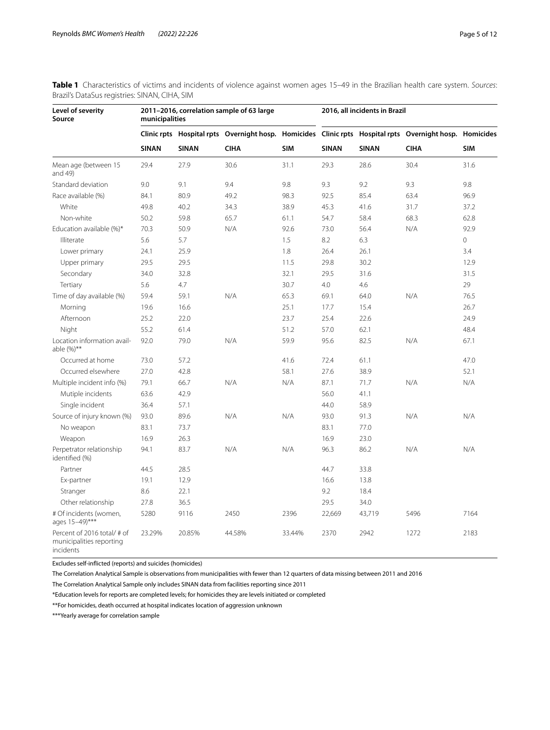**Table 1** Characteristics of victims and incidents of violence against women ages 15–49 in the Brazilian health care system. *Sources*: Brazil's DataSus registries: SINAN, CIHA, SIM

| Level of severity<br>Source | 2011–2016, correlation sample of 63 large municipalities | | | | 2016, all incidents in Brazil | | | |
|---|---|---|---|---|---|---|---|---|
| | Clinic rpts | Hospital rpts | Overnight hosp. | Homicides | Clinic rpts | Hospital rpts | Overnight hosp. | Homicides |
| | SINAN | SINAN | CIHA | SIM | SINAN | SINAN | CIHA | SIM |
| Mean age (between 15 and 49) | 29.4 | 27.9 | 30.6 | 31.1 | 29.3 | 28.6 | 30.4 | 31.6 |
| Standard deviation | 9.0 | 9.1 | 9.4 | 9.8 | 9.3 | 9.2 | 9.3 | 9.8 |
| Race available (%) | 84.1 | 80.9 | 49.2 | 98.3 | 92.5 | 85.4 | 63.4 | 96.9 |
| White | 49.8 | 40.2 | 34.3 | 38.9 | 45.3 | 41.6 | 31.7 | 37.2 |
| Non-white | 50.2 | 59.8 | 65.7 | 61.1 | 54.7 | 58.4 | 68.3 | 62.8 |
| Education available (%)* | 70.3 | 50.9 | N/A | 92.6 | 73.0 | 56.4 | N/A | 92.9 |
| Illiterate | 5.6 | 5.7 | | 1.5 | 8.2 | 6.3 | | 0 |
| Lower primary | 24.1 | 25.9 | | 1.8 | 26.4 | 26.1 | | 3.4 |
| Upper primary | 29.5 | 29.5 | | 11.5 | 29.8 | 30.2 | | 12.9 |
| Secondary | 34.0 | 32.8 | | 32.1 | 29.5 | 31.6 | | 31.5 |
| Tertiary | 5.6 | 4.7 | | 30.7 | 4.0 | 4.6 | | 29 |
| Time of day available (%) | 59.4 | 59.1 | N/A | 65.3 | 69.1 | 64.0 | N/A | 76.5 |
| Morning | 19.6 | 16.6 | | 25.1 | 17.7 | 15.4 | | 26.7 |
| Afternoon | 25.2 | 22.0 | | 23.7 | 25.4 | 22.6 | | 24.9 |
| Night | 55.2 | 61.4 | | 51.2 | 57.0 | 62.1 | | 48.4 |
| Location information available (%)** | 92.0 | 79.0 | N/A | 59.9 | 95.6 | 82.5 | N/A | 67.1 |
| Occurred at home | 73.0 | 57.2 | | 41.6 | 72.4 | 61.1 | | 47.0 |
| Occurred elsewhere | 27.0 | 42.8 | | 58.1 | 27.6 | 38.9 | | 52.1 |
| Multiple incident info (%) | 79.1 | 66.7 | N/A | N/A | 87.1 | 71.7 | N/A | N/A |
| Mutiple incidents | 63.6 | 42.9 | | | 56.0 | 41.1 | | |
| Single incident | 36.4 | 57.1 | | | 44.0 | 58.9 | | |
| Source of injury known (%) | 93.0 | 89.6 | N/A | N/A | 93.0 | 91.3 | N/A | N/A |
| No weapon | 83.1 | 73.7 | | | 83.1 | 77.0 | | |
| Weapon | 16.9 | 26.3 | | | 16.9 | 23.0 | | |
| Perpetrator relationship identified (%) | 94.1 | 83.7 | N/A | N/A | 96.3 | 86.2 | N/A | N/A |
| Partner | 44.5 | 28.5 | | | 44.7 | 33.8 | | |
| Ex-partner | 19.1 | 12.9 | | | 16.6 | 13.8 | | |
| Stranger | 8.6 | 22.1 | | | 9.2 | 18.4 | | |
| Other relationship | 27.8 | 36.5 | | | 29.5 | 34.0 | | |
| # Of incidents (women, ages 15–49)*** | 5280 | 9116 | 2450 | 2396 | 22,669 | 43,719 | 5496 | 7164 |
| Percent of 2016 total/ # of municipalities reporting incidents | 23.29% | 20.85% | 44.58% | 33.44% | 2370 | 2942 | 1272 | 2183 |

Excludes self-inflicted (reports) and suicides (homicides)

The Correlation Analytical Sample is observations from municipalities with fewer than 12 quarters of data missing between 2011 and 2016

The Correlation Analytical Sample only includes SINAN data from facilities reporting since 2011

*Education levels for reports are completed levels; for homicides they are levels initiated or completed

**For homicides, death occurred at hospital indicates location of aggression unknown

***Yearly average for correlation sample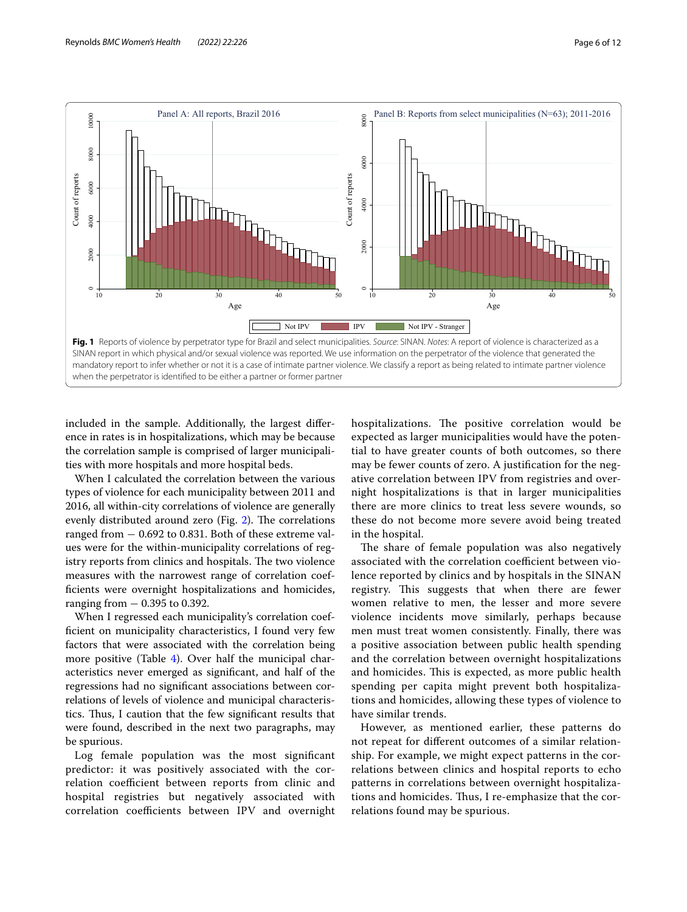**Fig. 1** Reports of violence by perpetrator type for Brazil and select municipalities. *Source*: SINAN. *Notes*: A report of violence is characterized as a SINAN report in which physical and/or sexual violence was reported. We use information on the perpetrator of the violence that generated the mandatory report to infer whether or not it is a case of intimate partner violence. We classify a report as being related to intimate partner violence when the perpetrator is identified to be either a partner or former partner

included in the sample. Additionally, the largest difference in rates is in hospitalizations, which may be because the correlation sample is comprised of larger municipalities with more hospitals and more hospital beds.

When I calculated the correlation between the various types of violence for each municipality between 2011 and 2016, all within-city correlations of violence are generally evenly distributed around zero (Fig. 2). The correlations ranged from − 0.692 to 0.831. Both of these extreme values were for the within-municipality correlations of registry reports from clinics and hospitals. The two violence measures with the narrowest range of correlation coefficients were overnight hospitalizations and homicides, ranging from − 0.395 to 0.392.

When I regressed each municipality's correlation coefficient on municipality characteristics, I found very few factors that were associated with the correlation being more positive (Table 4). Over half the municipal characteristics never emerged as significant, and half of the regressions had no significant associations between correlations of levels of violence and municipal characteristics. Thus, I caution that the few significant results that were found, described in the next two paragraphs, may be spurious.

Log female population was the most significant predictor: it was positively associated with the correlation coefficient between reports from clinic and hospital registries but negatively associated with correlation coefficients between IPV and overnight hospitalizations. The positive correlation would be expected as larger municipalities would have the potential to have greater counts of both outcomes, so there may be fewer counts of zero. A justification for the negative correlation between IPV from registries and overnight hospitalizations is that in larger municipalities there are more clinics to treat less severe wounds, so these do not become more severe avoid being treated in the hospital.

The share of female population was also negatively associated with the correlation coefficient between violence reported by clinics and by hospitals in the SINAN registry. This suggests that when there are fewer women relative to men, the lesser and more severe violence incidents move similarly, perhaps because men must treat women consistently. Finally, there was a positive association between public health spending and the correlation between overnight hospitalizations and homicides. This is expected, as more public health spending per capita might prevent both hospitalizations and homicides, allowing these types of violence to have similar trends.

However, as mentioned earlier, these patterns do not repeat for different outcomes of a similar relationship. For example, we might expect patterns in the correlations between clinics and hospital reports to echo patterns in correlations between overnight hospitalizations and homicides. Thus, I re-emphasize that the correlations found may be spurious.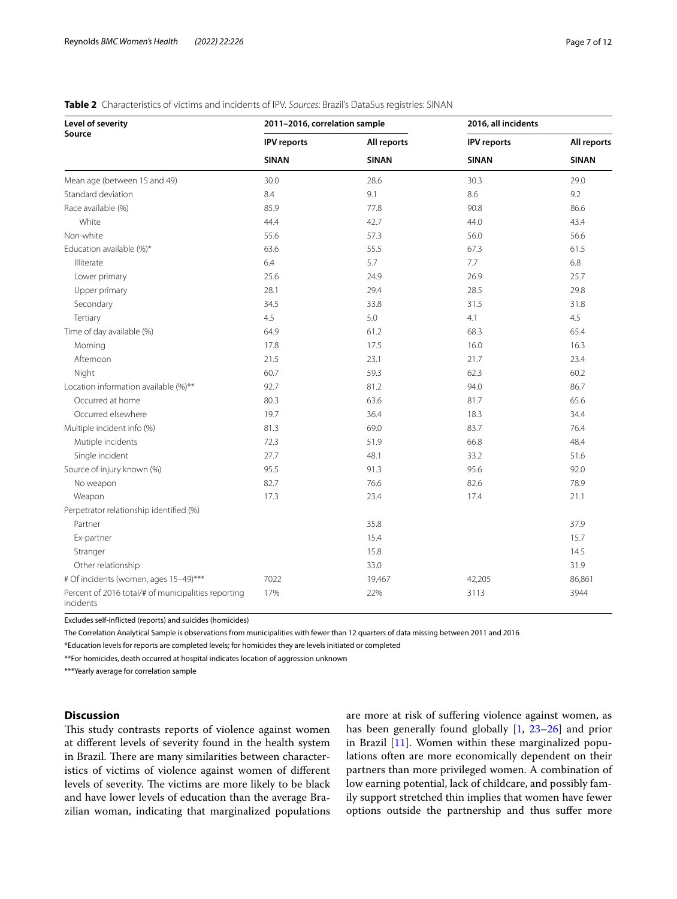**Table 2** Characteristics of victims and incidents of IPV. *Sources*: Brazil's DataSus registries: SINAN

| Level of severity<br>Source | 2011–2016, correlation sample | | 2016, all incidents | |
|---|---|---|---|---|
| | IPV reports | All reports | IPV reports | All reports |
| | SINAN | SINAN | SINAN | SINAN |
| Mean age (between 15 and 49) | 30.0 | 28.6 | 30.3 | 29.0 |
| Standard deviation | 8.4 | 9.1 | 8.6 | 9.2 |
| Race available (%) | 85.9 | 77.8 | 90.8 | 86.6 |
| White | 44.4 | 42.7 | 44.0 | 43.4 |
| Non-white | 55.6 | 57.3 | 56.0 | 56.6 |
| Education available (%)* | 63.6 | 55.5 | 67.3 | 61.5 |
| Illiterate | 6.4 | 5.7 | 7.7 | 6.8 |
| Lower primary | 25.6 | 24.9 | 26.9 | 25.7 |
| Upper primary | 28.1 | 29.4 | 28.5 | 29.8 |
| Secondary | 34.5 | 33.8 | 31.5 | 31.8 |
| Tertiary | 4.5 | 5.0 | 4.1 | 4.5 |
| Time of day available (%) | 64.9 | 61.2 | 68.3 | 65.4 |
| Morning | 17.8 | 17.5 | 16.0 | 16.3 |
| Afternoon | 21.5 | 23.1 | 21.7 | 23.4 |
| Night | 60.7 | 59.3 | 62.3 | 60.2 |
| Location information available (%)** | 92.7 | 81.2 | 94.0 | 86.7 |
| Occurred at home | 80.3 | 63.6 | 81.7 | 65.6 |
| Occurred elsewhere | 19.7 | 36.4 | 18.3 | 34.4 |
| Multiple incident info (%) | 81.3 | 69.0 | 83.7 | 76.4 |
| Mutiple incidents | 72.3 | 51.9 | 66.8 | 48.4 |
| Single incident | 27.7 | 48.1 | 33.2 | 51.6 |
| Source of injury known (%) | 95.5 | 91.3 | 95.6 | 92.0 |
| No weapon | 82.7 | 76.6 | 82.6 | 78.9 |
| Weapon | 17.3 | 23.4 | 17.4 | 21.1 |
| Perpetrator relationship identified (%) | | | | |
| Partner | | 35.8 | | 37.9 |
| Ex-partner | | 15.4 | | 15.7 |
| Stranger | | 15.8 | | 14.5 |
| Other relationship | | 33.0 | | 31.9 |
| # Of incidents (women, ages 15–49)*** | 7022 | 19,467 | 42,205 | 86,861 |
| Percent of 2016 total/# of municipalities reporting incidents | 17% | 22% | 3113 | 3944 |

Excludes self-inflicted (reports) and suicides (homicides)

The Correlation Analytical Sample is observations from municipalities with fewer than 12 quarters of data missing between 2011 and 2016

*Education levels for reports are completed levels; for homicides they are levels initiated or completed

**For homicides, death occurred at hospital indicates location of aggression unknown

***Yearly average for correlation sample

## Discussion

This study contrasts reports of violence against women at different levels of severity found in the health system in Brazil. There are many similarities between characteristics of victims of violence against women of different levels of severity. The victims are more likely to be black and have lower levels of education than the average Brazilian woman, indicating that marginalized populations are more at risk of suffering violence against women, as has been generally found globally [1, 23–26] and prior in Brazil [11]. Women within these marginalized populations often are more economically dependent on their partners than more privileged women. A combination of low earning potential, lack of childcare, and possibly family support stretched thin implies that women have fewer options outside the partnership and thus suffer more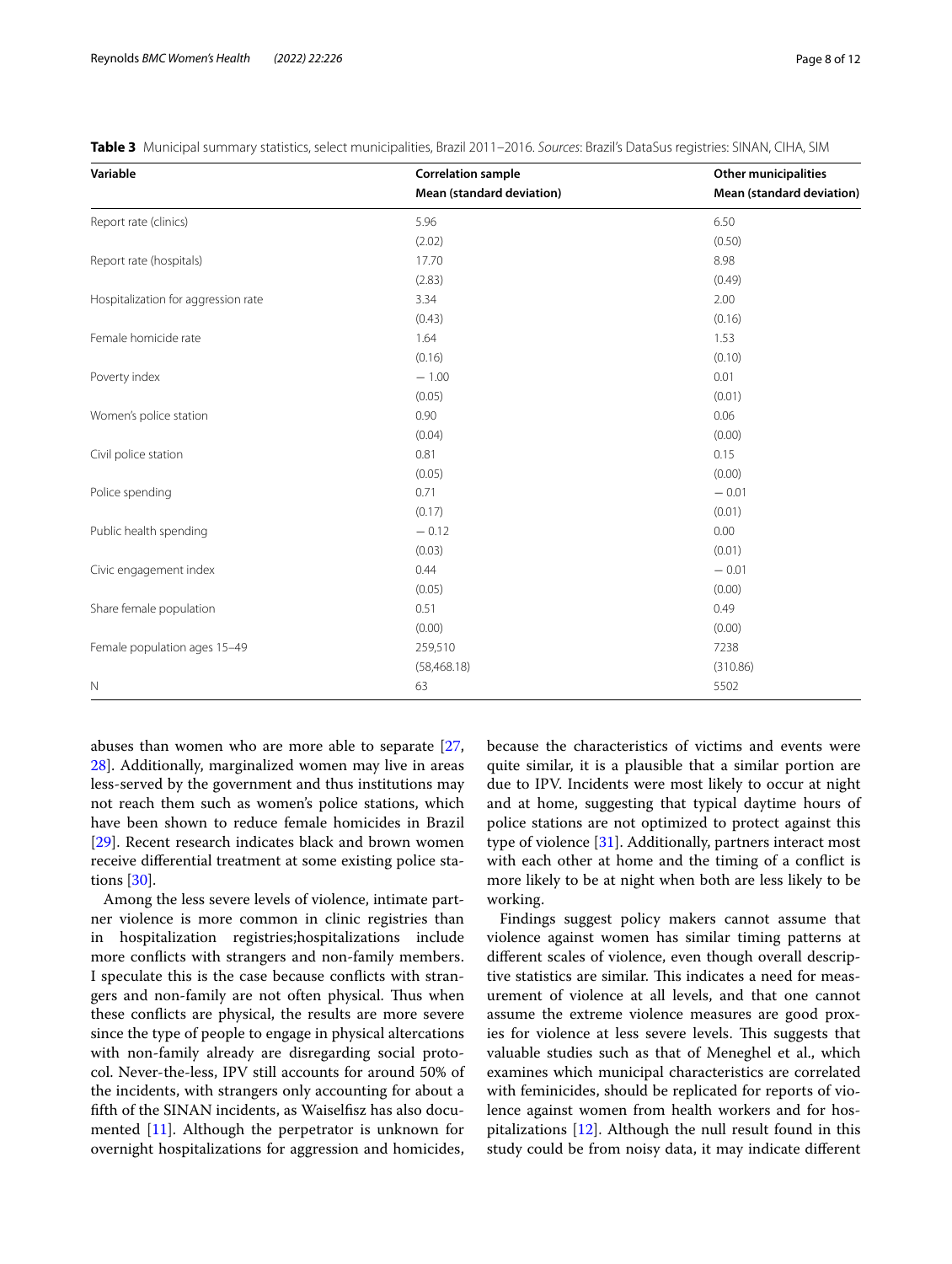**Table 3** Municipal summary statistics, select municipalities, Brazil 2011–2016. *Sources*: Brazil's DataSus registries: SINAN, CIHA, SIM

| Variable | Correlation sample<br>Mean (standard deviation) | Other municipalities<br>Mean (standard deviation) |
|---|---|---|
| Report rate (clinics) | 5.96 | 6.50 |
| | (2.02) | (0.50) |
| Report rate (hospitals) | 17.70 | 8.98 |
| | (2.83) | (0.49) |
| Hospitalization for aggression rate | 3.34 | 2.00 |
| | (0.43) | (0.16) |
| Female homicide rate | 1.64 | 1.53 |
| | (0.16) | (0.10) |
| Poverty index | − 1.00 | 0.01 |
| | (0.05) | (0.01) |
| Women's police station | 0.90 | 0.06 |
| | (0.04) | (0.00) |
| Civil police station | 0.81 | 0.15 |
| | (0.05) | (0.00) |
| Police spending | 0.71 | − 0.01 |
| | (0.17) | (0.01) |
| Public health spending | − 0.12 | 0.00 |
| | (0.03) | (0.01) |
| Civic engagement index | 0.44 | − 0.01 |
| | (0.05) | (0.00) |
| Share female population | 0.51 | 0.49 |
| | (0.00) | (0.00) |
| Female population ages 15–49 | 259,510 | 7238 |
| | (58,468.18) | (310.86) |
| N | 63 | 5502 |

abuses than women who are more able to separate [27, 28]. Additionally, marginalized women may live in areas less-served by the government and thus institutions may not reach them such as women's police stations, which have been shown to reduce female homicides in Brazil [29]. Recent research indicates black and brown women receive differential treatment at some existing police stations [30].

Among the less severe levels of violence, intimate partner violence is more common in clinic registries than in hospitalization registries;hospitalizations include more conflicts with strangers and non-family members. I speculate this is the case because conflicts with strangers and non-family are not often physical. Thus when these conflicts are physical, the results are more severe since the type of people to engage in physical altercations with non-family already are disregarding social protocol. Never-the-less, IPV still accounts for around 50% of the incidents, with strangers only accounting for about a fifth of the SINAN incidents, as Waiselfisz has also documented [11]. Although the perpetrator is unknown for overnight hospitalizations for aggression and homicides, because the characteristics of victims and events were quite similar, it is a plausible that a similar portion are due to IPV. Incidents were most likely to occur at night and at home, suggesting that typical daytime hours of police stations are not optimized to protect against this type of violence [31]. Additionally, partners interact most with each other at home and the timing of a conflict is more likely to be at night when both are less likely to be working.

Findings suggest policy makers cannot assume that violence against women has similar timing patterns at different scales of violence, even though overall descriptive statistics are similar. This indicates a need for measurement of violence at all levels, and that one cannot assume the extreme violence measures are good proxies for violence at less severe levels. This suggests that valuable studies such as that of Meneghel et al., which examines which municipal characteristics are correlated with feminicides, should be replicated for reports of violence against women from health workers and for hospitalizations [12]. Although the null result found in this study could be from noisy data, it may indicate different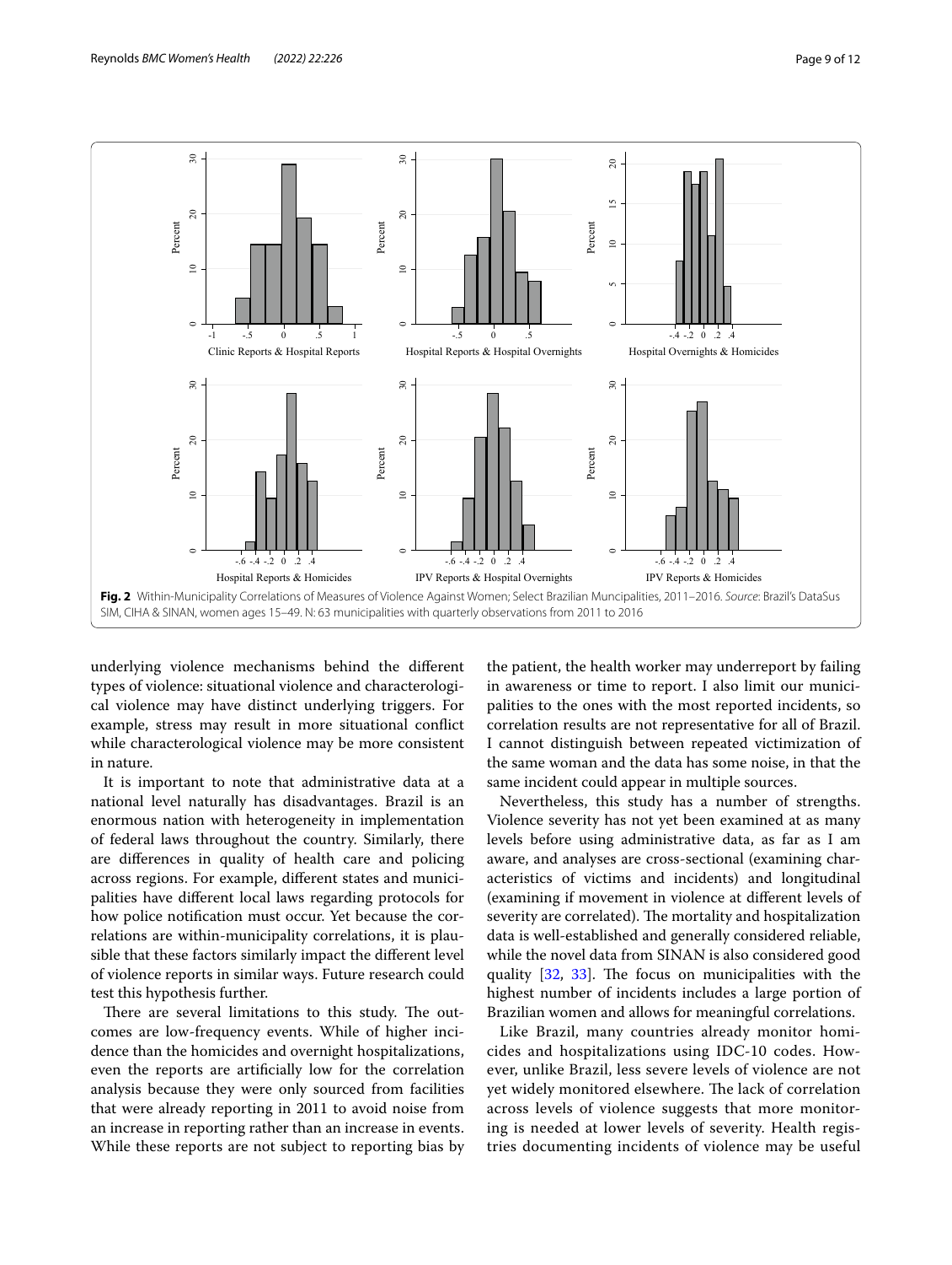Fig. 2 Within-Municipality Correlations of Measures of Violence Against Women; Select Brazilian Muncipalities, 2011–2016. *Source*: Brazil's DataSus SIM, CIHA & SINAN, women ages 15–49. N: 63 municipalities with quarterly observations from 2011 to 2016

underlying violence mechanisms behind the different types of violence: situational violence and characterological violence may have distinct underlying triggers. For example, stress may result in more situational conflict while characterological violence may be more consistent in nature.

It is important to note that administrative data at a national level naturally has disadvantages. Brazil is an enormous nation with heterogeneity in implementation of federal laws throughout the country. Similarly, there are differences in quality of health care and policing across regions. For example, different states and municipalities have different local laws regarding protocols for how police notification must occur. Yet because the correlations are within-municipality correlations, it is plausible that these factors similarly impact the different level of violence reports in similar ways. Future research could test this hypothesis further.

There are several limitations to this study. The outcomes are low-frequency events. While of higher incidence than the homicides and overnight hospitalizations, even the reports are artificially low for the correlation analysis because they were only sourced from facilities that were already reporting in 2011 to avoid noise from an increase in reporting rather than an increase in events. While these reports are not subject to reporting bias by the patient, the health worker may underreport by failing in awareness or time to report. I also limit our municipalities to the ones with the most reported incidents, so correlation results are not representative for all of Brazil. I cannot distinguish between repeated victimization of the same woman and the data has some noise, in that the same incident could appear in multiple sources.

Nevertheless, this study has a number of strengths. Violence severity has not yet been examined at as many levels before using administrative data, as far as I am aware, and analyses are cross-sectional (examining characteristics of victims and incidents) and longitudinal (examining if movement in violence at different levels of severity are correlated). The mortality and hospitalization data is well-established and generally considered reliable, while the novel data from SINAN is also considered good quality [32, 33]. The focus on municipalities with the highest number of incidents includes a large portion of Brazilian women and allows for meaningful correlations.

Like Brazil, many countries already monitor homicides and hospitalizations using IDC-10 codes. However, unlike Brazil, less severe levels of violence are not yet widely monitored elsewhere. The lack of correlation across levels of violence suggests that more monitoring is needed at lower levels of severity. Health registries documenting incidents of violence may be useful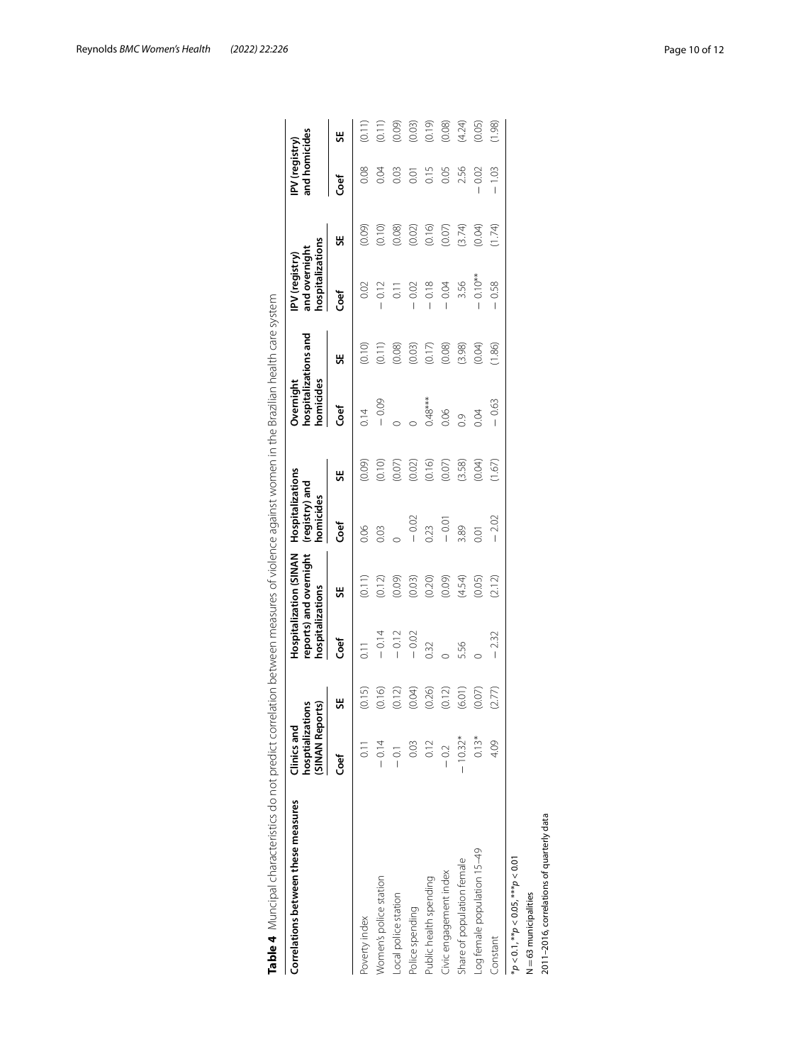**Table 4** Muncipal characteristics do not predict correlation between measures of violence against women in the Brazilian health care system

| Correlations between these measures | Clinics and hosptializations (SINAN Reports) | | Hospitalization (SINAN reports) and overnight hospitalizations | | Hospitalizations (registry) and homicides | | Overnight hospitalizations and homicides | | IPV (registry) and overnight hospitalizations | | IPV (registry) and homicides | |
|---|---|---|---|---|---|---|---|---|---|---|---|---|
| | Coef | SE | Coef | SE | Coef | SE | Coef | SE | Coef | SE | Coef | SE |
| Poverty index | 0.11 | (0.15) | 0.11 | (0.11) | 0.06 | (0.09) | 0.14 | (0.10) | 0.02 | (0.09) | 0.08 | (0.11) |
| Women's police station | − 0.14 | (0.16) | − 0.14 | (0.12) | 0.03 | (0.10) | − 0.09 | (0.11) | − 0.12 | (0.10) | 0.04 | (0.11) |
| Local police station | − 0.1 | (0.12) | − 0.12 | (0.09) | 0 | (0.07) | 0 | (0.08) | 0.11 | (0.08) | 0.03 | (0.09) |
| Police spending | 0.03 | (0.04) | − 0.02 | (0.03) | − 0.02 | (0.02) | 0 | (0.03) | − 0.02 | (0.02) | 0.01 | (0.03) |
| Public health spending | 0.12 | (0.26) | 0.32 | (0.20) | 0.23 | (0.16) | 0.48*** | (0.17) | − 0.18 | (0.16) | 0.15 | (0.19) |
| Civic engagement index | − 0.2 | (0.12) | 0 | (0.09) | − 0.01 | (0.07) | 0.06 | (0.08) | − 0.04 | (0.07) | 0.05 | (0.08) |
| Share of population female | − 10.32* | (6.01) | 5.56 | (4.54) | 3.89 | (3.58) | 0.9 | (3.98) | 3.56 | (3.74) | 2.56 | (4.24) |
| Log female population 15–49 | 0.13* | (0.07) | 0 | (0.05) | 0.01 | (0.04) | 0.04 | (0.04) | − 0.10** | (0.04) | − 0.02 | (0.05) |
| Constant | 4.09 | (2.77) | − 2.32 | (2.12) | − 2.02 | (1.67) | − 0.63 | (1.86) | − 0.58 | (1.74) | − 1.03 | (1.98) |

*p < 0.1, **p < 0.05, ***p < 0.01

N = 63 municipalities

2011–2016, correlations of quarterly data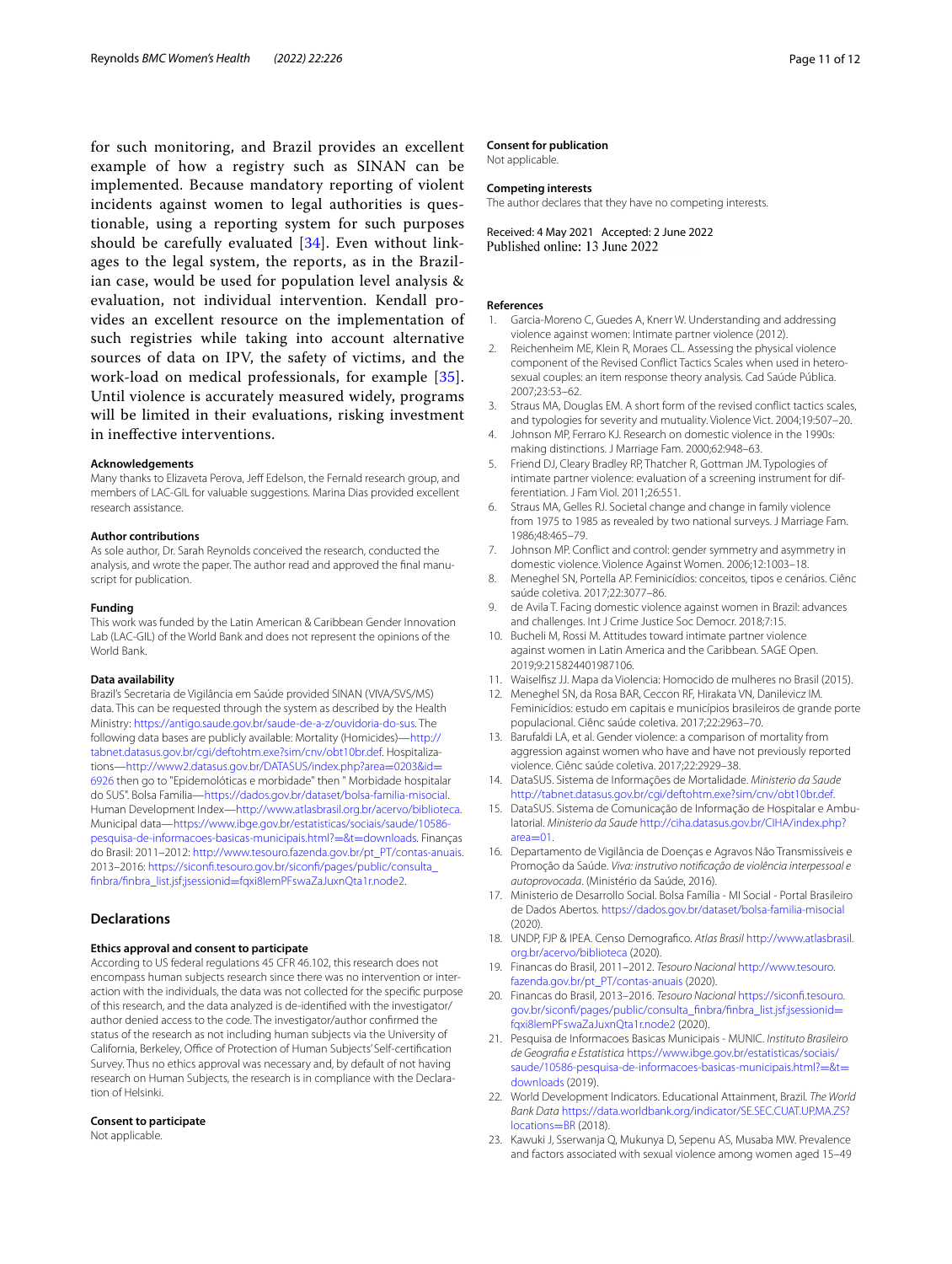for such monitoring, and Brazil provides an excellent example of how a registry such as SINAN can be implemented. Because mandatory reporting of violent incidents against women to legal authorities is questionable, using a reporting system for such purposes should be carefully evaluated [34]. Even without linkages to the legal system, the reports, as in the Brazilian case, would be used for population level analysis & evaluation, not individual intervention. Kendall provides an excellent resource on the implementation of such registries while taking into account alternative sources of data on IPV, the safety of victims, and the work-load on medical professionals, for example [35]. Until violence is accurately measured widely, programs will be limited in their evaluations, risking investment in ineffective interventions.

#### Acknowledgements

Many thanks to Elizaveta Perova, Jeff Edelson, the Fernald research group, and members of LAC-GIL for valuable suggestions. Marina Dias provided excellent research assistance.

#### Author contributions

As sole author, Dr. Sarah Reynolds conceived the research, conducted the analysis, and wrote the paper. The author read and approved the final manuscript for publication.

#### Funding

This work was funded by the Latin American & Caribbean Gender Innovation Lab (LAC-GIL) of the World Bank and does not represent the opinions of the World Bank.

#### Data availability

Brazil's Secretaria de Vigilância em Saúde provided SINAN (VIVA/SVS/MS) data. This can be requested through the system as described by the Health Ministry: https://antigo.saude.gov.br/saude-de-a-z/ouvidoria-do-sus. The following data bases are publicly available: Mortality (Homicides)—http://tabnet.datasus.gov.br/cgi/deftohtm.exe?sim/cnv/obt10br.def. Hospitalizations—http://www2.datasus.gov.br/DATASUS/index.php?area=0203&id=6926 then go to "Epidemolóticas e morbidade" then " Morbidade hospitalar do SUS". Bolsa Familia—https://dados.gov.br/dataset/bolsa-familia-misocial. Human Development Index—http://www.atlasbrasil.org.br/acervo/biblioteca. Municipal data—https://www.ibge.gov.br/estatisticas/sociais/saude/10586-pesquisa-de-informacoes-basicas-municipais.html?=&t=downloads. Finanças do Brasil: 2011–2012: http://www.tesouro.fazenda.gov.br/pt_PT/contas-anuais. 2013–2016: https://siconfi.tesouro.gov.br/siconfi/pages/public/consulta_finbra/finbra_list.jsf;jsessionid=fqxi8lemPFswaZaJuxnQta1r.node2.

## Declarations

#### Ethics approval and consent to participate

According to US federal regulations 45 CFR 46.102, this research does not encompass human subjects research since there was no intervention or interaction with the individuals, the data was not collected for the specific purpose of this research, and the data analyzed is de-identified with the investigator/author denied access to the code. The investigator/author confirmed the status of the research as not including human subjects via the University of California, Berkeley, Office of Protection of Human Subjects' Self-certification Survey. Thus no ethics approval was necessary and, by default of not having research on Human Subjects, the research is in compliance with the Declaration of Helsinki.

#### Consent to participate

Not applicable.

#### Consent for publication

Not applicable.

#### Competing interests

The author declares that they have no competing interests.

Received: 4 May 2021 Accepted: 2 June 2022
Published online: 13 June 2022

#### References

1. Garcia-Moreno C, Guedes A, Knerr W. Understanding and addressing violence against women: Intimate partner violence (2012).
2. Reichenheim ME, Klein R, Moraes CL. Assessing the physical violence component of the Revised Conflict Tactics Scales when used in heterosexual couples: an item response theory analysis. Cad Saúde Pública. 2007;23:53–62.
3. Straus MA, Douglas EM. A short form of the revised conflict tactics scales, and typologies for severity and mutuality. Violence Vict. 2004;19:507–20.
4. Johnson MP, Ferraro KJ. Research on domestic violence in the 1990s: making distinctions. J Marriage Fam. 2000;62:948–63.
5. Friend DJ, Cleary Bradley RP, Thatcher R, Gottman JM. Typologies of intimate partner violence: evaluation of a screening instrument for differentiation. J Fam Viol. 2011;26:551.
6. Straus MA, Gelles RJ. Societal change and change in family violence from 1975 to 1985 as revealed by two national surveys. J Marriage Fam. 1986;48:465–79.
7. Johnson MP. Conflict and control: gender symmetry and asymmetry in domestic violence. Violence Against Women. 2006;12:1003–18.
8. Meneghel SN, Portella AP. Feminicídios: conceitos, tipos e cenários. Ciênc saúde coletiva. 2017;22:3077–86.
9. de Avila T. Facing domestic violence against women in Brazil: advances and challenges. Int J Crime Justice Soc Democr. 2018;7:15.
10. Bucheli M, Rossi M. Attitudes toward intimate partner violence against women in Latin America and the Caribbean. SAGE Open. 2019;9:215824401987106.
11. Waiselfisz JJ. Mapa da Violencia: Homocido de mulheres no Brasil (2015).
12. Meneghel SN, da Rosa BAR, Ceccon RF, Hirakata VN, Danilevicz IM. Feminicídios: estudo em capitais e municípios brasileiros de grande porte populacional. Ciênc saúde coletiva. 2017;22:2963–70.
13. Barufaldi LA, et al. Gender violence: a comparison of mortality from aggression against women who have and have not previously reported violence. Ciênc saúde coletiva. 2017;22:2929–38.
14. DataSUS. Sistema de Informações de Mortalidade. *Ministerio da Saude* http://tabnet.datasus.gov.br/cgi/deftohtm.exe?sim/cnv/obt10br.def.
15. DataSUS. Sistema de Comunicação de Informação de Hospitalar e Ambulatorial. *Ministerio da Saude* http://ciha.datasus.gov.br/CIHA/index.php?area=01.
16. Departamento de Vigilância de Doenças e Agravos Não Transmissíveis e Promoção da Saúde. *Viva: instrutivo notificação de violência interpessoal e autoprovocada*. (Ministério da Saúde, 2016).
17. Ministerio de Desarrollo Social. Bolsa Família - MI Social - Portal Brasileiro de Dados Abertos. https://dados.gov.br/dataset/bolsa-familia-misocial (2020).
18. UNDP, FJP & IPEA. Censo Demografico. *Atlas Brasil* http://www.atlasbrasil.org.br/acervo/biblioteca (2020).
19. Financas do Brasil, 2011–2012. *Tesouro Nacional* http://www.tesouro.fazenda.gov.br/pt_PT/contas-anuais (2020).
20. Financas do Brasil, 2013–2016. *Tesouro Nacional* https://siconfi.tesouro.gov.br/siconfi/pages/public/consulta_finbra/finbra_list.jsf;jsessionid=fqxi8lemPFswaZaJuxnQta1r.node2 (2020).
21. Pesquisa de Informacoes Basicas Municipais - MUNIC. *Instituto Brasileiro de Geografia e Estatistica* https://www.ibge.gov.br/estatisticas/sociais/saude/10586-pesquisa-de-informacoes-basicas-municipais.html?=&t=downloads (2019).
22. World Development Indicators. Educational Attainment, Brazil. *The World Bank Data* https://data.worldbank.org/indicator/SE.SEC.CUAT.UP.MA.ZS?locations=BR (2018).
23. Kawuki J, Sserwanja Q, Mukunya D, Sepenu AS, Musaba MW. Prevalence and factors associated with sexual violence among women aged 15–49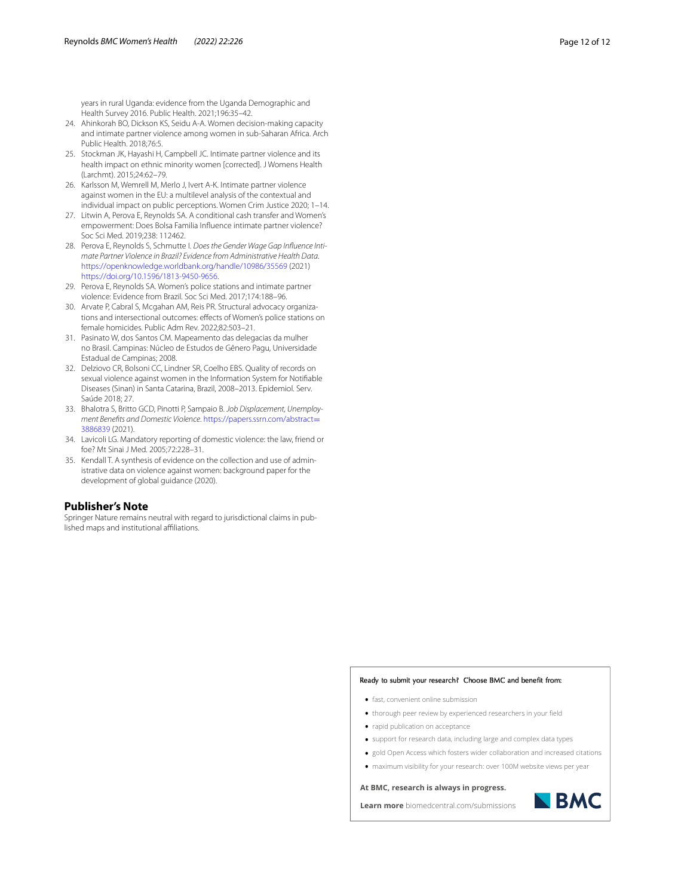years in rural Uganda: evidence from the Uganda Demographic and Health Survey 2016. Public Health. 2021;196:35–42.

24. Ahinkorah BO, Dickson KS, Seidu A-A. Women decision-making capacity and intimate partner violence among women in sub-Saharan Africa. Arch Public Health. 2018;76:5.
25. Stockman JK, Hayashi H, Campbell JC. Intimate partner violence and its health impact on ethnic minority women [corrected]. J Womens Health (Larchmt). 2015;24:62–79.
26. Karlsson M, Wemrell M, Merlo J, Ivert A-K. Intimate partner violence against women in the EU: a multilevel analysis of the contextual and individual impact on public perceptions. Women Crim Justice 2020; 1–14.
27. Litwin A, Perova E, Reynolds SA. A conditional cash transfer and Women's empowerment: Does Bolsa Familia Influence intimate partner violence? Soc Sci Med. 2019;238: 112462.
28. Perova E, Reynolds S, Schmutte I. *Does the Gender Wage Gap Influence Intimate Partner Violence in Brazil? Evidence from Administrative Health Data*. https://openknowledge.worldbank.org/handle/10986/35569 (2021) https://doi.org/10.1596/1813-9450-9656.
29. Perova E, Reynolds SA. Women's police stations and intimate partner violence: Evidence from Brazil. Soc Sci Med. 2017;174:188–96.
30. Arvate P, Cabral S, Mcgahan AM, Reis PR. Structural advocacy organizations and intersectional outcomes: effects of Women's police stations on female homicides. Public Adm Rev. 2022;82:503–21.
31. Pasinato W, dos Santos CM. Mapeamento das delegacias da mulher no Brasil. Campinas: Núcleo de Estudos de Gênero Pagu, Universidade Estadual de Campinas; 2008.
32. Delziovo CR, Bolsoni CC, Lindner SR, Coelho EBS. Quality of records on sexual violence against women in the Information System for Notifiable Diseases (Sinan) in Santa Catarina, Brazil, 2008–2013. Epidemiol. Serv. Saúde 2018; 27.
33. Bhalotra S, Britto GCD, Pinotti P, Sampaio B. *Job Displacement, Unemployment Benefits and Domestic Violence*. https://papers.ssrn.com/abstract=3886839 (2021).
34. Lavicoli LG. Mandatory reporting of domestic violence: the law, friend or foe? Mt Sinai J Med. 2005;72:228–31.
35. Kendall T. A synthesis of evidence on the collection and use of administrative data on violence against women: background paper for the development of global guidance (2020).

## Publisher's Note

Springer Nature remains neutral with regard to jurisdictional claims in published maps and institutional affiliations.